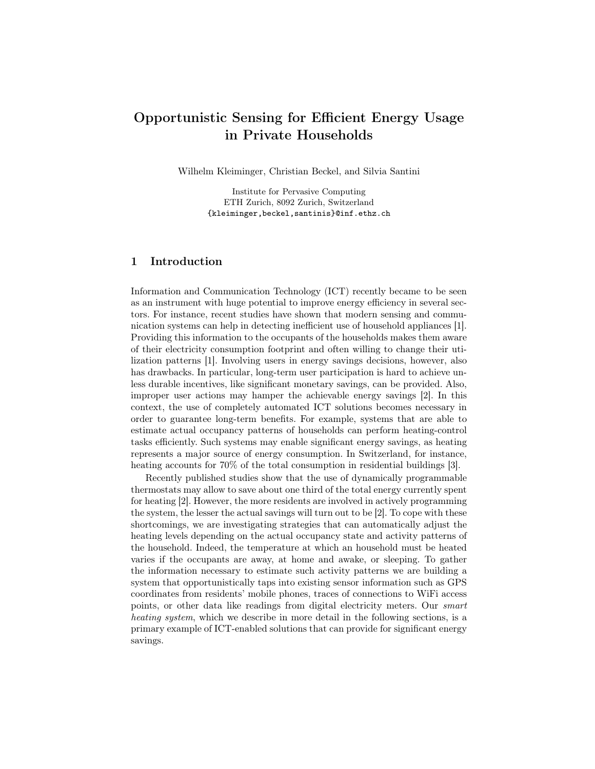# Opportunistic Sensing for Efficient Energy Usage in Private Households

Wilhelm Kleiminger, Christian Beckel, and Silvia Santini

Institute for Pervasive Computing
ETH Zurich, 8092 Zurich, Switzerland
{kleiminger,beckel,santinis}@inf.ethz.ch

## 1 Introduction

Information and Communication Technology (ICT) recently became to be seen as an instrument with huge potential to improve energy efficiency in several sectors. For instance, recent studies have shown that modern sensing and communication systems can help in detecting inefficient use of household appliances [1]. Providing this information to the occupants of the households makes them aware of their electricity consumption footprint and often willing to change their utilization patterns [1]. Involving users in energy savings decisions, however, also has drawbacks. In particular, long-term user participation is hard to achieve unless durable incentives, like significant monetary savings, can be provided. Also, improper user actions may hamper the achievable energy savings [2]. In this context, the use of completely automated ICT solutions becomes necessary in order to guarantee long-term benefits. For example, systems that are able to estimate actual occupancy patterns of households can perform heating-control tasks efficiently. Such systems may enable significant energy savings, as heating represents a major source of energy consumption. In Switzerland, for instance, heating accounts for 70% of the total consumption in residential buildings [3].

Recently published studies show that the use of dynamically programmable thermostats may allow to save about one third of the total energy currently spent for heating [2]. However, the more residents are involved in actively programming the system, the lesser the actual savings will turn out to be [2]. To cope with these shortcomings, we are investigating strategies that can automatically adjust the heating levels depending on the actual occupancy state and activity patterns of the household. Indeed, the temperature at which an household must be heated varies if the occupants are away, at home and awake, or sleeping. To gather the information necessary to estimate such activity patterns we are building a system that opportunistically taps into existing sensor information such as GPS coordinates from residents' mobile phones, traces of connections to WiFi access points, or other data like readings from digital electricity meters. Our *smart heating system*, which we describe in more detail in the following sections, is a primary example of ICT-enabled solutions that can provide for significant energy savings.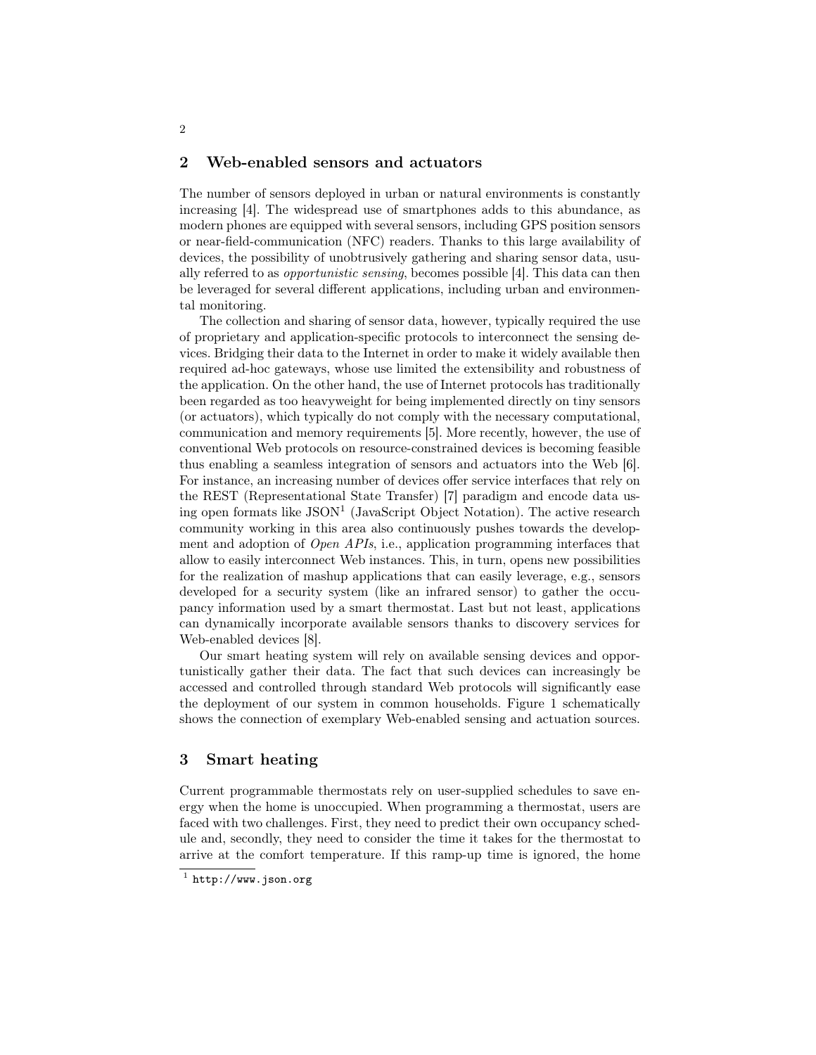## 2 Web-enabled sensors and actuators

The number of sensors deployed in urban or natural environments is constantly increasing [4]. The widespread use of smartphones adds to this abundance, as modern phones are equipped with several sensors, including GPS position sensors or near-field-communication (NFC) readers. Thanks to this large availability of devices, the possibility of unobtrusively gathering and sharing sensor data, usually referred to as *opportunistic sensing*, becomes possible [4]. This data can then be leveraged for several different applications, including urban and environmental monitoring.

The collection and sharing of sensor data, however, typically required the use of proprietary and application-specific protocols to interconnect the sensing devices. Bridging their data to the Internet in order to make it widely available then required ad-hoc gateways, whose use limited the extensibility and robustness of the application. On the other hand, the use of Internet protocols has traditionally been regarded as too heavyweight for being implemented directly on tiny sensors (or actuators), which typically do not comply with the necessary computational, communication and memory requirements [5]. More recently, however, the use of conventional Web protocols on resource-constrained devices is becoming feasible thus enabling a seamless integration of sensors and actuators into the Web [6]. For instance, an increasing number of devices offer service interfaces that rely on the REST (Representational State Transfer) [7] paradigm and encode data using open formats like JSON[1] (JavaScript Object Notation). The active research community working in this area also continuously pushes towards the development and adoption of *Open APIs*, i.e., application programming interfaces that allow to easily interconnect Web instances. This, in turn, opens new possibilities for the realization of mashup applications that can easily leverage, e.g., sensors developed for a security system (like an infrared sensor) to gather the occupancy information used by a smart thermostat. Last but not least, applications can dynamically incorporate available sensors thanks to discovery services for Web-enabled devices [8].

Our smart heating system will rely on available sensing devices and opportunistically gather their data. The fact that such devices can increasingly be accessed and controlled through standard Web protocols will significantly ease the deployment of our system in common households. Figure 1 schematically shows the connection of exemplary Web-enabled sensing and actuation sources.

## 3 Smart heating

Current programmable thermostats rely on user-supplied schedules to save energy when the home is unoccupied. When programming a thermostat, users are faced with two challenges. First, they need to predict their own occupancy schedule and, secondly, they need to consider the time it takes for the thermostat to arrive at the comfort temperature. If this ramp-up time is ignored, the home

[1] `http://www.json.org`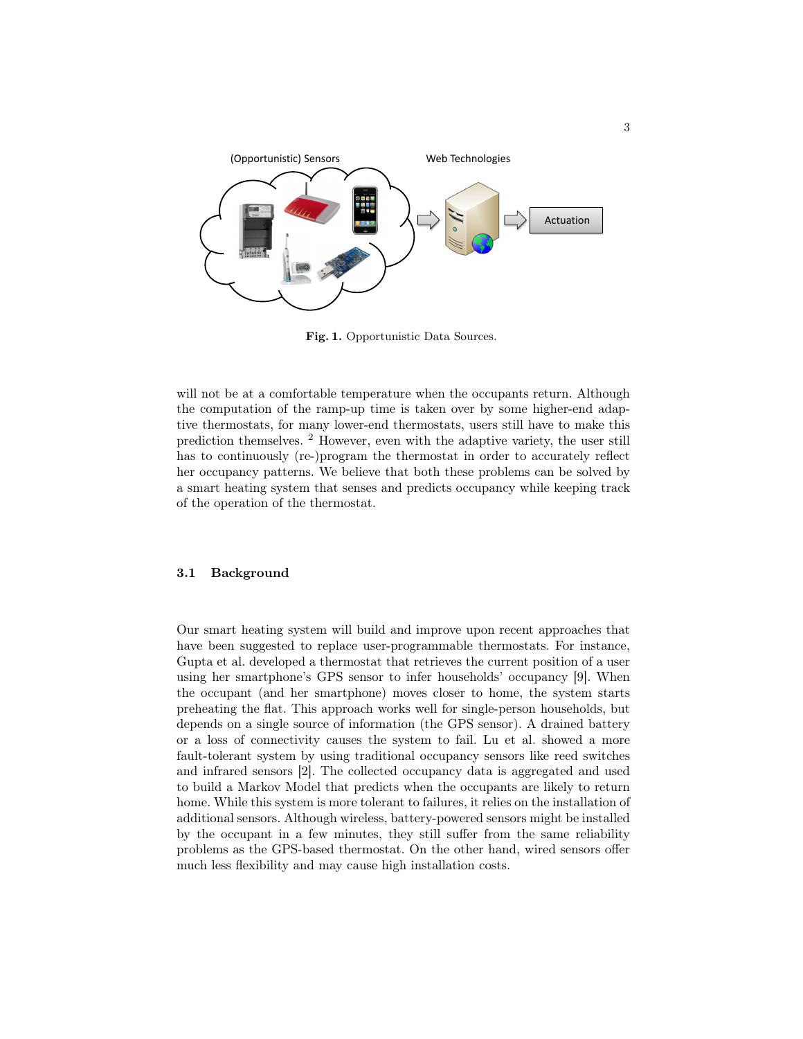Fig. 1. Opportunistic Data Sources.

will not be at a comfortable temperature when the occupants return. Although the computation of the ramp-up time is taken over by some higher-end adaptive thermostats, for many lower-end thermostats, users still have to make this prediction themselves. [2] However, even with the adaptive variety, the user still has to continuously (re-)program the thermostat in order to accurately reflect her occupancy patterns. We believe that both these problems can be solved by a smart heating system that senses and predicts occupancy while keeping track of the operation of the thermostat.

### 3.1 Background

Our smart heating system will build and improve upon recent approaches that have been suggested to replace user-programmable thermostats. For instance, Gupta et al. developed a thermostat that retrieves the current position of a user using her smartphone's GPS sensor to infer households' occupancy [9]. When the occupant (and her smartphone) moves closer to home, the system starts preheating the flat. This approach works well for single-person households, but depends on a single source of information (the GPS sensor). A drained battery or a loss of connectivity causes the system to fail. Lu et al. showed a more fault-tolerant system by using traditional occupancy sensors like reed switches and infrared sensors [2]. The collected occupancy data is aggregated and used to build a Markov Model that predicts when the occupants are likely to return home. While this system is more tolerant to failures, it relies on the installation of additional sensors. Although wireless, battery-powered sensors might be installed by the occupant in a few minutes, they still suffer from the same reliability problems as the GPS-based thermostat. On the other hand, wired sensors offer much less flexibility and may cause high installation costs.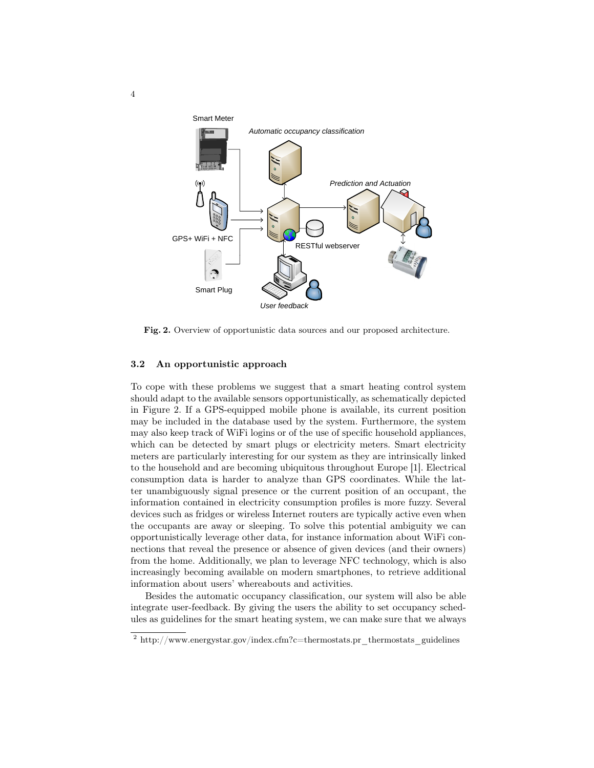Fig. 2. Overview of opportunistic data sources and our proposed architecture.

### 3.2 An opportunistic approach

To cope with these problems we suggest that a smart heating control system should adapt to the available sensors opportunistically, as schematically depicted in Figure 2. If a GPS-equipped mobile phone is available, its current position may be included in the database used by the system. Furthermore, the system may also keep track of WiFi logins or of the use of specific household appliances, which can be detected by smart plugs or electricity meters. Smart electricity meters are particularly interesting for our system as they are intrinsically linked to the household and are becoming ubiquitous throughout Europe [1]. Electrical consumption data is harder to analyze than GPS coordinates. While the latter unambiguously signal presence or the current position of an occupant, the information contained in electricity consumption profiles is more fuzzy. Several devices such as fridges or wireless Internet routers are typically active even when the occupants are away or sleeping. To solve this potential ambiguity we can opportunistically leverage other data, for instance information about WiFi connections that reveal the presence or absence of given devices (and their owners) from the home. Additionally, we plan to leverage NFC technology, which is also increasingly becoming available on modern smartphones, to retrieve additional information about users' whereabouts and activities.

Besides the automatic occupancy classification, our system will also be able integrate user-feedback. By giving the users the ability to set occupancy schedules as guidelines for the smart heating system, we can make sure that we always

[2] http://www.energystar.gov/index.cfm?c=thermostats.pr_thermostats_guidelines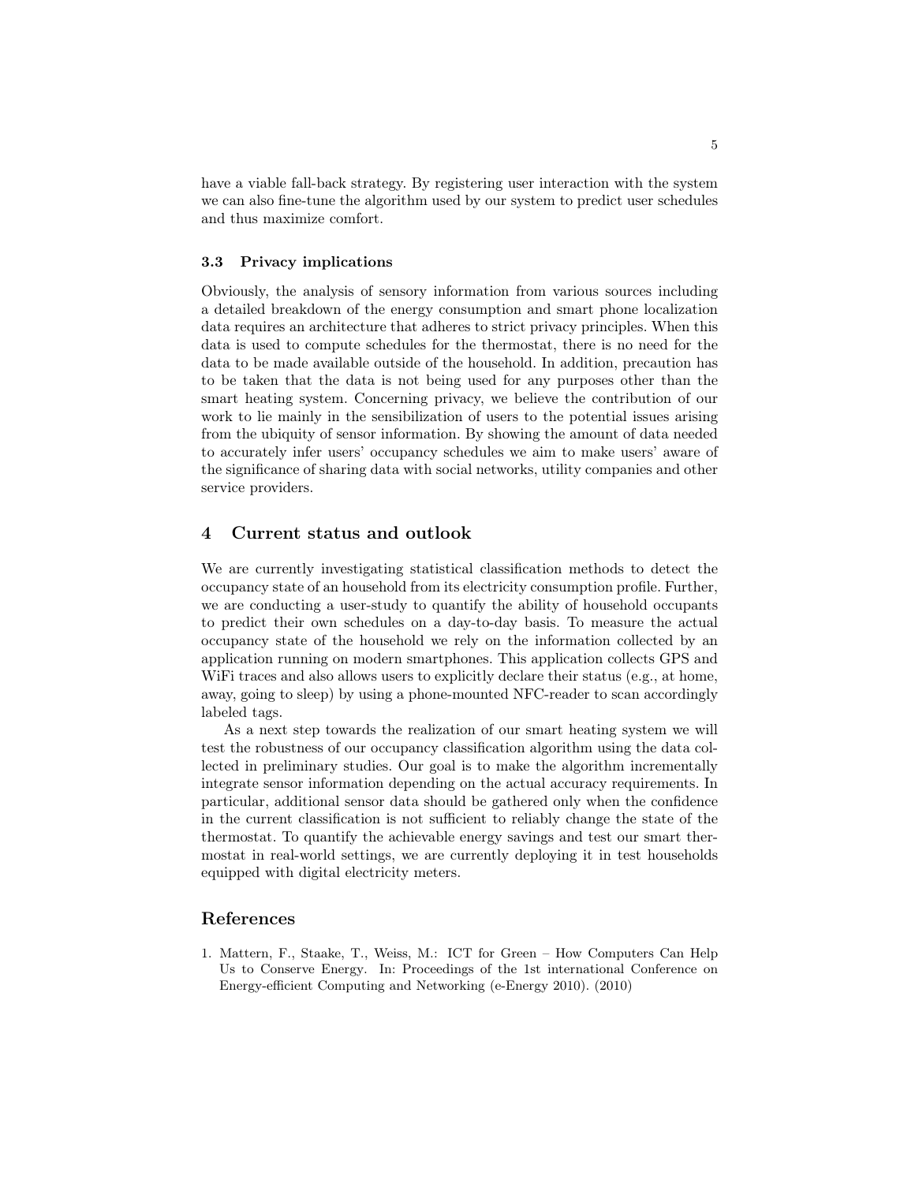have a viable fall-back strategy. By registering user interaction with the system we can also fine-tune the algorithm used by our system to predict user schedules and thus maximize comfort.

### 3.3 Privacy implications

Obviously, the analysis of sensory information from various sources including a detailed breakdown of the energy consumption and smart phone localization data requires an architecture that adheres to strict privacy principles. When this data is used to compute schedules for the thermostat, there is no need for the data to be made available outside of the household. In addition, precaution has to be taken that the data is not being used for any purposes other than the smart heating system. Concerning privacy, we believe the contribution of our work to lie mainly in the sensibilization of users to the potential issues arising from the ubiquity of sensor information. By showing the amount of data needed to accurately infer users' occupancy schedules we aim to make users' aware of the significance of sharing data with social networks, utility companies and other service providers.

## 4 Current status and outlook

We are currently investigating statistical classification methods to detect the occupancy state of an household from its electricity consumption profile. Further, we are conducting a user-study to quantify the ability of household occupants to predict their own schedules on a day-to-day basis. To measure the actual occupancy state of the household we rely on the information collected by an application running on modern smartphones. This application collects GPS and WiFi traces and also allows users to explicitly declare their status (e.g., at home, away, going to sleep) by using a phone-mounted NFC-reader to scan accordingly labeled tags.

As a next step towards the realization of our smart heating system we will test the robustness of our occupancy classification algorithm using the data collected in preliminary studies. Our goal is to make the algorithm incrementally integrate sensor information depending on the actual accuracy requirements. In particular, additional sensor data should be gathered only when the confidence in the current classification is not sufficient to reliably change the state of the thermostat. To quantify the achievable energy savings and test our smart thermostat in real-world settings, we are currently deploying it in test households equipped with digital electricity meters.

## References

1. Mattern, F., Staake, T., Weiss, M.: ICT for Green – How Computers Can Help Us to Conserve Energy. In: Proceedings of the 1st international Conference on Energy-efficient Computing and Networking (e-Energy 2010). (2010)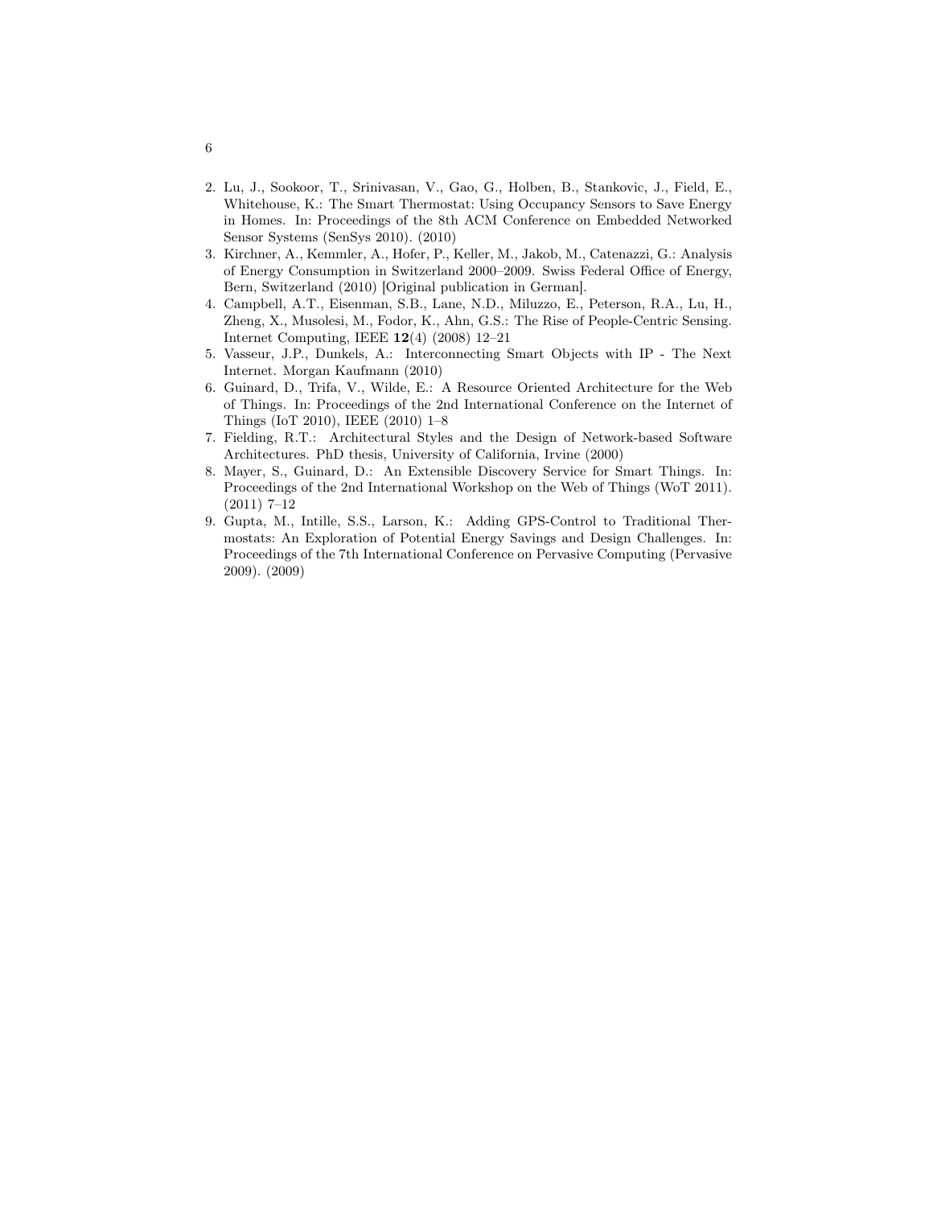2. Lu, J., Sookoor, T., Srinivasan, V., Gao, G., Holben, B., Stankovic, J., Field, E., Whitehouse, K.: The Smart Thermostat: Using Occupancy Sensors to Save Energy in Homes. In: Proceedings of the 8th ACM Conference on Embedded Networked Sensor Systems (SenSys 2010). (2010)
3. Kirchner, A., Kemmler, A., Hofer, P., Keller, M., Jakob, M., Catenazzi, G.: Analysis of Energy Consumption in Switzerland 2000–2009. Swiss Federal Office of Energy, Bern, Switzerland (2010) [Original publication in German].
4. Campbell, A.T., Eisenman, S.B., Lane, N.D., Miluzzo, E., Peterson, R.A., Lu, H., Zheng, X., Musolesi, M., Fodor, K., Ahn, G.S.: The Rise of People-Centric Sensing. Internet Computing, IEEE **12**(4) (2008) 12–21
5. Vasseur, J.P., Dunkels, A.: Interconnecting Smart Objects with IP - The Next Internet. Morgan Kaufmann (2010)
6. Guinard, D., Trifa, V., Wilde, E.: A Resource Oriented Architecture for the Web of Things. In: Proceedings of the 2nd International Conference on the Internet of Things (IoT 2010), IEEE (2010) 1–8
7. Fielding, R.T.: Architectural Styles and the Design of Network-based Software Architectures. PhD thesis, University of California, Irvine (2000)
8. Mayer, S., Guinard, D.: An Extensible Discovery Service for Smart Things. In: Proceedings of the 2nd International Workshop on the Web of Things (WoT 2011). (2011) 7–12
9. Gupta, M., Intille, S.S., Larson, K.: Adding GPS-Control to Traditional Thermostats: An Exploration of Potential Energy Savings and Design Challenges. In: Proceedings of the 7th International Conference on Pervasive Computing (Pervasive 2009). (2009)